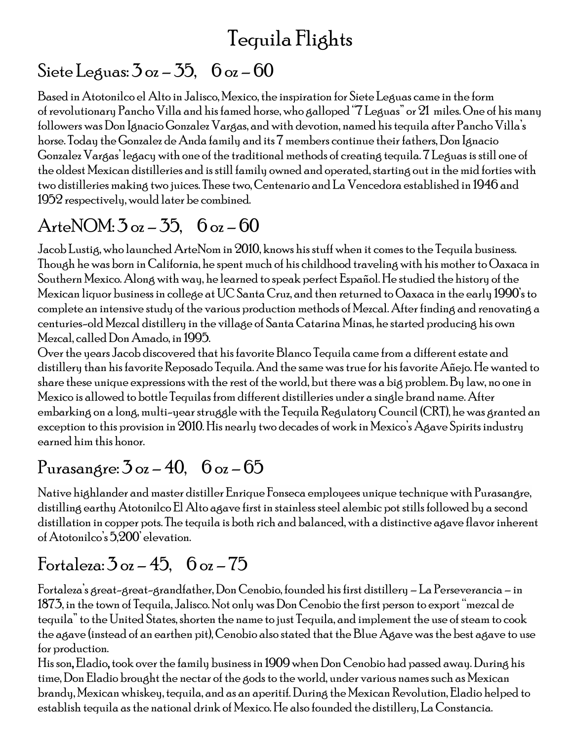# Tequila Flights

## Siete Leguas: 3 oz – 35, 6 oz – 60

Based in Atotonilco el Alto in Jalisco, Mexico, the inspiration for Siete Leguas came in the form of revolutionary Pancho Villa and his famed horse, who galloped "7 Leguas" or 21 miles. One of his many followers was Don Ignacio Gonzalez Vargas, and with devotion, named his tequila after Pancho Villa's horse. Today the Gonzalez de Anda family and its 7 members continue their fathers, Don Ignacio Gonzalez Vargas' legacy with one of the traditional methods of creating tequila. 7 Leguas is still one of the oldest Mexican distilleries and is still family owned and operated, starting out in the mid forties with two distilleries making two juices. These two, Centenario and La Vencedora established in 1946 and 1952 respectively, would later be combined.

## ArteNOM: 3 oz – 35, 6 oz – 60

Jacob Lustig, who launched ArteNom in 2010, knows his stuff when it comes to the Tequila business. Though he was born in California, he spent much of his childhood traveling with his mother to Oaxaca in Southern Mexico. Along with way, he learned to speak perfect Español. He studied the history of the Mexican liquor business in college at UC Santa Cruz, and then returned to Oaxaca in the early 1990's to complete an intensive study of the various production methods of Mezcal. After finding and renovating a centuries-old Mezcal distillery in the village of Santa Catarina Minas, he started producing his own Mezcal, called Don Amado, in 1995.

Over the years Jacob discovered that his favorite Blanco Tequila came from a different estate and distillery than his favorite Reposado Tequila. And the same was true for his favorite Añejo. He wanted to share these unique expressions with the rest of the world, but there was a big problem. By law, no one in Mexico is allowed to bottle Tequilas from different distilleries under a single brand name. After embarking on a long, multi-year struggle with the Tequila Regulatory Council (CRT), he was granted an exception to this provision in 2010. His nearly two decades of work in Mexico's Agave Spirits industry earned him this honor.

## Purasangre: 3 oz – 40, 6 oz – 65

Native highlander and master distiller Enrique Fonseca employees unique technique with Purasangre, distilling earthy Atotonilco El Alto agave first in stainless steel alembic pot stills followed by a second distillation in copper pots. The tequila is both rich and balanced, with a distinctive agave flavor inherent of Atotonilco's 5,200' elevation.

## Fortaleza: 3 oz – 45, 6 oz – 75

Fortaleza's great-great-grandfather, Don Cenobio, founded his first distillery – La Perseverancia – in 1873, in the town of Tequila, Jalisco. Not only was Don Cenobio the first person to export "mezcal de tequila" to the United States, shorten the name to just Tequila, and implement the use of steam to cook the agave (instead of an earthen pit), Cenobio also stated that the Blue Agave was the best agave to use for production.

His son, Eladio, took over the family business in 1909 when Don Cenobio had passed away. During his time, Don Eladio brought the nectar of the gods to the world, under various names such as Mexican brandy, Mexican whiskey, tequila, and as an aperitif. During the Mexican Revolution, Eladio helped to establish tequila as the national drink of Mexico. He also founded the distillery, La Constancia.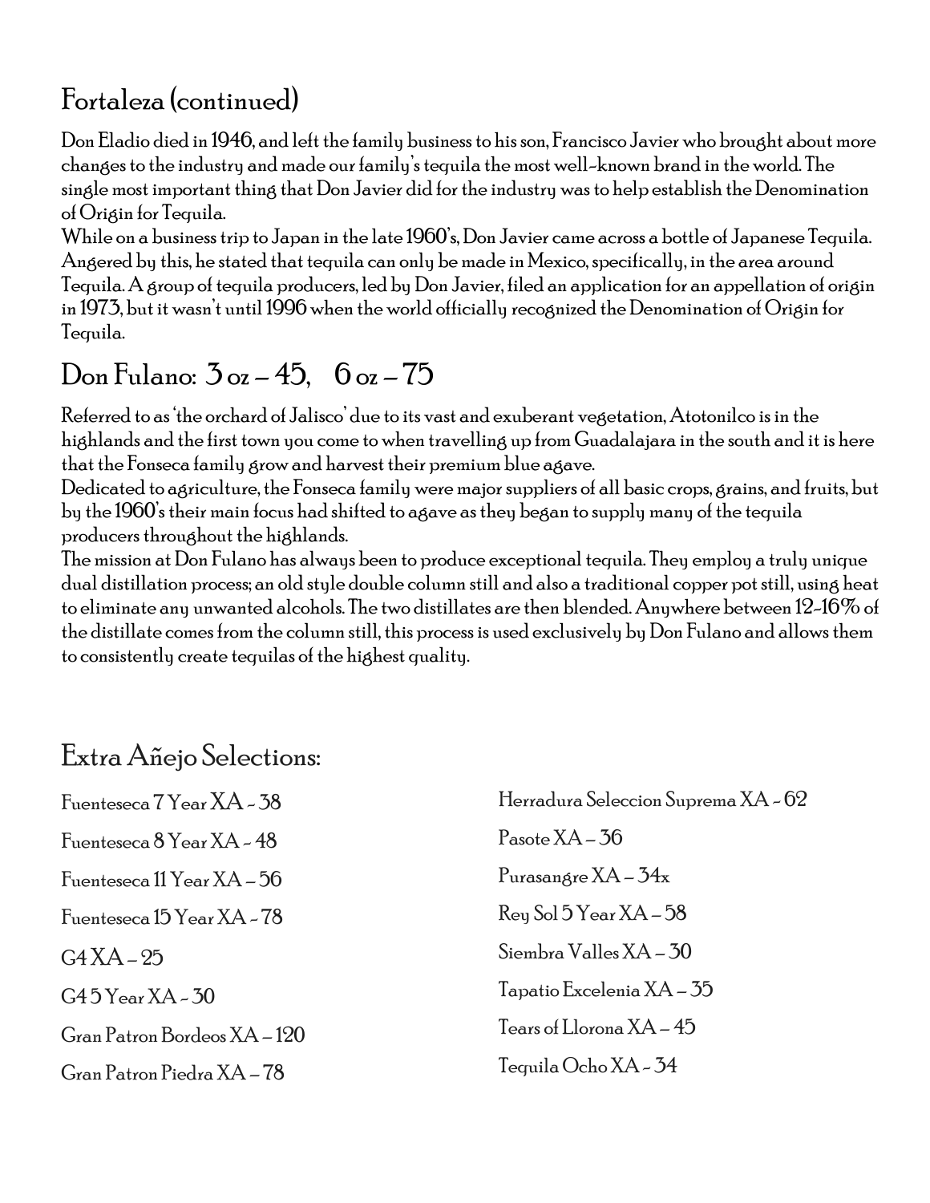## Fortaleza (continued)

Don Eladio died in 1946, and left the family business to his son, Francisco Javier who brought about more changes to the industry and made our family's tequila the most well-known brand in the world. The single most important thing that Don Javier did for the industry was to help establish the Denomination of Origin for Tequila.

While on a business trip to Japan in the late 1960's, Don Javier came across a bottle of Japanese Tequila. Angered by this, he stated that tequila can only be made in Mexico, specifically, in the area around Tequila. A group of tequila producers, led by Don Javier, filed an application for an appellation of origin in 1973, but it wasn't until 1996 when the world officially recognized the Denomination of Origin for Tequila.

## Don Fulano: 3 oz – 45, 6 oz – 75

Referred to as 'the orchard of Jalisco' due to its vast and exuberant vegetation, Atotonilco is in the highlands and the first town you come to when travelling up from Guadalajara in the south and it is here that the Fonseca family grow and harvest their premium blue agave.

Dedicated to agriculture, the Fonseca family were major suppliers of all basic crops, grains, and fruits, but by the 1960's their main focus had shifted to agave as they began to supply many of the tequila producers throughout the highlands.

The mission at Don Fulano has always been to produce exceptional tequila. They employ a truly unique dual distillation process; an old style double column still and also a traditional copper pot still, using heat to eliminate any unwanted alcohols. The two distillates are then blended. Anywhere between 12-16% of the distillate comes from the column still, this process is used exclusively by Don Fulano and allows them to consistently create tequilas of the highest quality.

## Extra Añejo Selections:

Fuenteseca 7 Year XA - 38

Fuenteseca 8 Year XA - 48

Fuenteseca 11 Year XA – 56

Fuenteseca 15 Year XA - 78

G4 XA – 25

G4 5 Year XA - 30

Gran Patron Bordeos XA – 120

Gran Patron Piedra XA – 78

Herradura Seleccion Suprema XA - 62

Pasote XA – 36

Purasangre XA – 34x

Rey Sol 5 Year XA – 58

Siembra Valles XA – 30

Tapatio Excelenia XA – 35

Tears of Llorona XA – 45

Tequila Ocho XA - 34